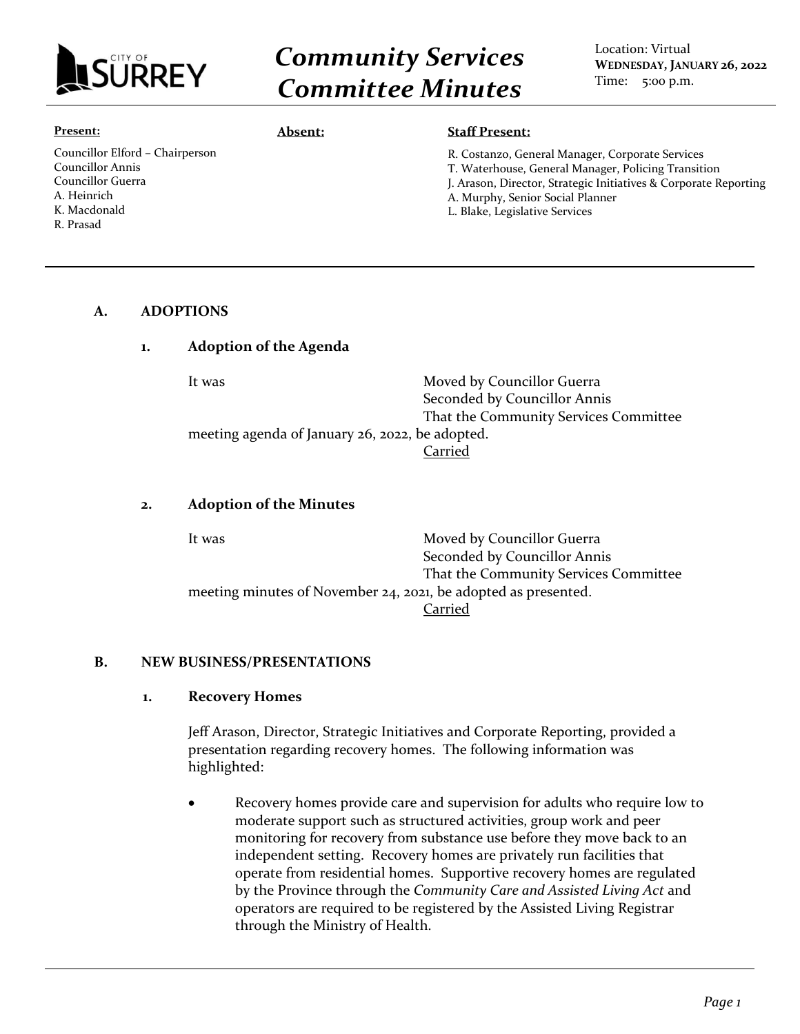# Community Services Committee Minutes

Location: Virtual
**WEDNESDAY, JANUARY 26, 2022**
Time: 5:00 p.m.

**Present:**

Councillor Elford – Chairperson
Councillor Annis
Councillor Guerra
A. Heinrich
K. Macdonald
R. Prasad

**Absent:**

**Staff Present:**

R. Costanzo, General Manager, Corporate Services
T. Waterhouse, General Manager, Policing Transition
J. Arason, Director, Strategic Initiatives & Corporate Reporting
A. Murphy, Senior Social Planner
L. Blake, Legislative Services

## A. ADOPTIONS

### 1. Adoption of the Agenda

It was Moved by Councillor Guerra
Seconded by Councillor Annis
That the Community Services Committee meeting agenda of January 26, 2022, be adopted.

Carried

### 2. Adoption of the Minutes

It was Moved by Councillor Guerra
Seconded by Councillor Annis
That the Community Services Committee meeting minutes of November 24, 2021, be adopted as presented.

Carried

## B. NEW BUSINESS/PRESENTATIONS

### 1. Recovery Homes

Jeff Arason, Director, Strategic Initiatives and Corporate Reporting, provided a presentation regarding recovery homes. The following information was highlighted:

- Recovery homes provide care and supervision for adults who require low to moderate support such as structured activities, group work and peer monitoring for recovery from substance use before they move back to an independent setting. Recovery homes are privately run facilities that operate from residential homes. Supportive recovery homes are regulated by the Province through the *Community Care and Assisted Living Act* and operators are required to be registered by the Assisted Living Registrar through the Ministry of Health.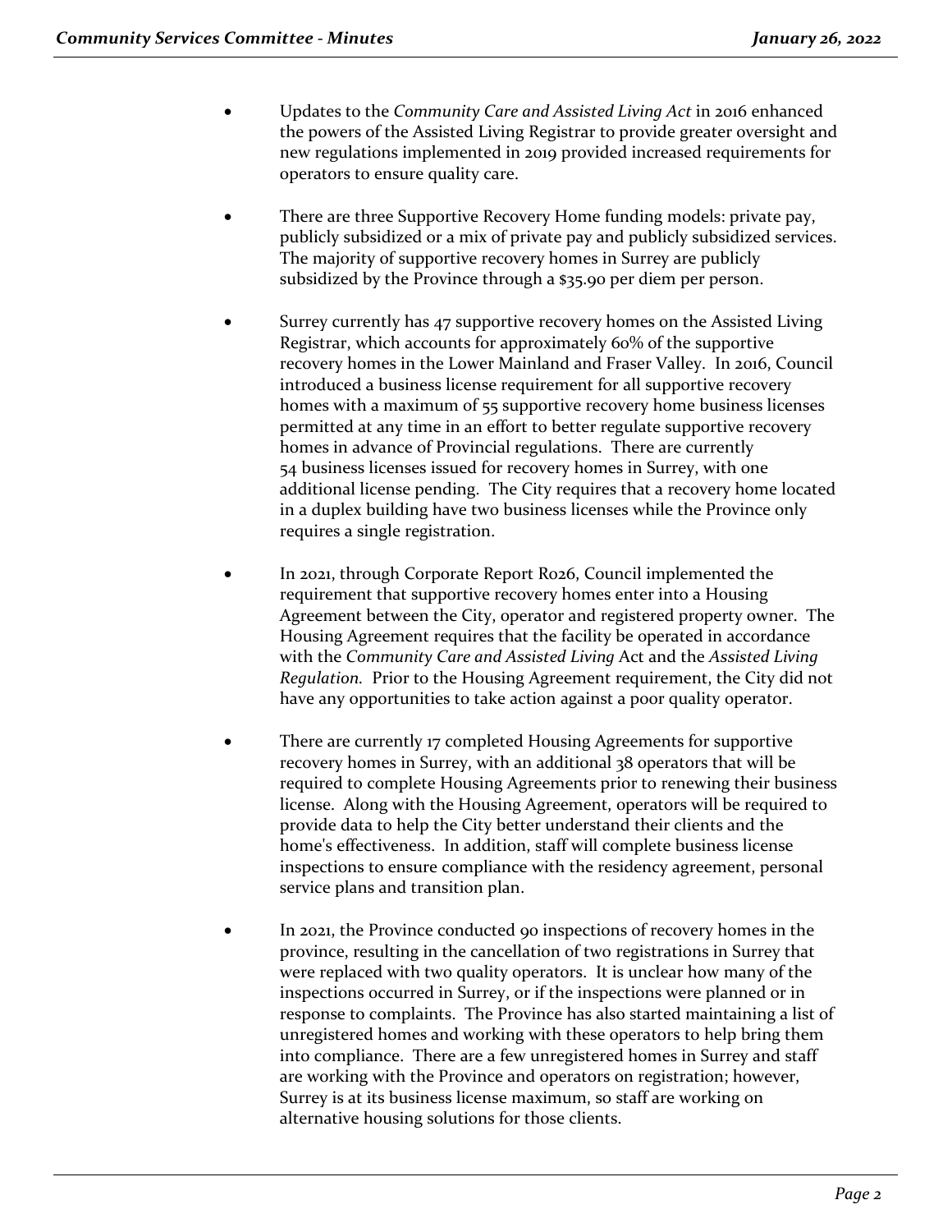- Updates to the *Community Care and Assisted Living Act* in 2016 enhanced the powers of the Assisted Living Registrar to provide greater oversight and new regulations implemented in 2019 provided increased requirements for operators to ensure quality care.

- There are three Supportive Recovery Home funding models: private pay, publicly subsidized or a mix of private pay and publicly subsidized services. The majority of supportive recovery homes in Surrey are publicly subsidized by the Province through a $35.90 per diem per person.

- Surrey currently has 47 supportive recovery homes on the Assisted Living Registrar, which accounts for approximately 60% of the supportive recovery homes in the Lower Mainland and Fraser Valley. In 2016, Council introduced a business license requirement for all supportive recovery homes with a maximum of 55 supportive recovery home business licenses permitted at any time in an effort to better regulate supportive recovery homes in advance of Provincial regulations. There are currently 54 business licenses issued for recovery homes in Surrey, with one additional license pending. The City requires that a recovery home located in a duplex building have two business licenses while the Province only requires a single registration.

- In 2021, through Corporate Report R026, Council implemented the requirement that supportive recovery homes enter into a Housing Agreement between the City, operator and registered property owner. The Housing Agreement requires that the facility be operated in accordance with the *Community Care and Assisted Living* Act and the *Assisted Living Regulation.* Prior to the Housing Agreement requirement, the City did not have any opportunities to take action against a poor quality operator.

- There are currently 17 completed Housing Agreements for supportive recovery homes in Surrey, with an additional 38 operators that will be required to complete Housing Agreements prior to renewing their business license. Along with the Housing Agreement, operators will be required to provide data to help the City better understand their clients and the home's effectiveness. In addition, staff will complete business license inspections to ensure compliance with the residency agreement, personal service plans and transition plan.

- In 2021, the Province conducted 90 inspections of recovery homes in the province, resulting in the cancellation of two registrations in Surrey that were replaced with two quality operators. It is unclear how many of the inspections occurred in Surrey, or if the inspections were planned or in response to complaints. The Province has also started maintaining a list of unregistered homes and working with these operators to help bring them into compliance. There are a few unregistered homes in Surrey and staff are working with the Province and operators on registration; however, Surrey is at its business license maximum, so staff are working on alternative housing solutions for those clients.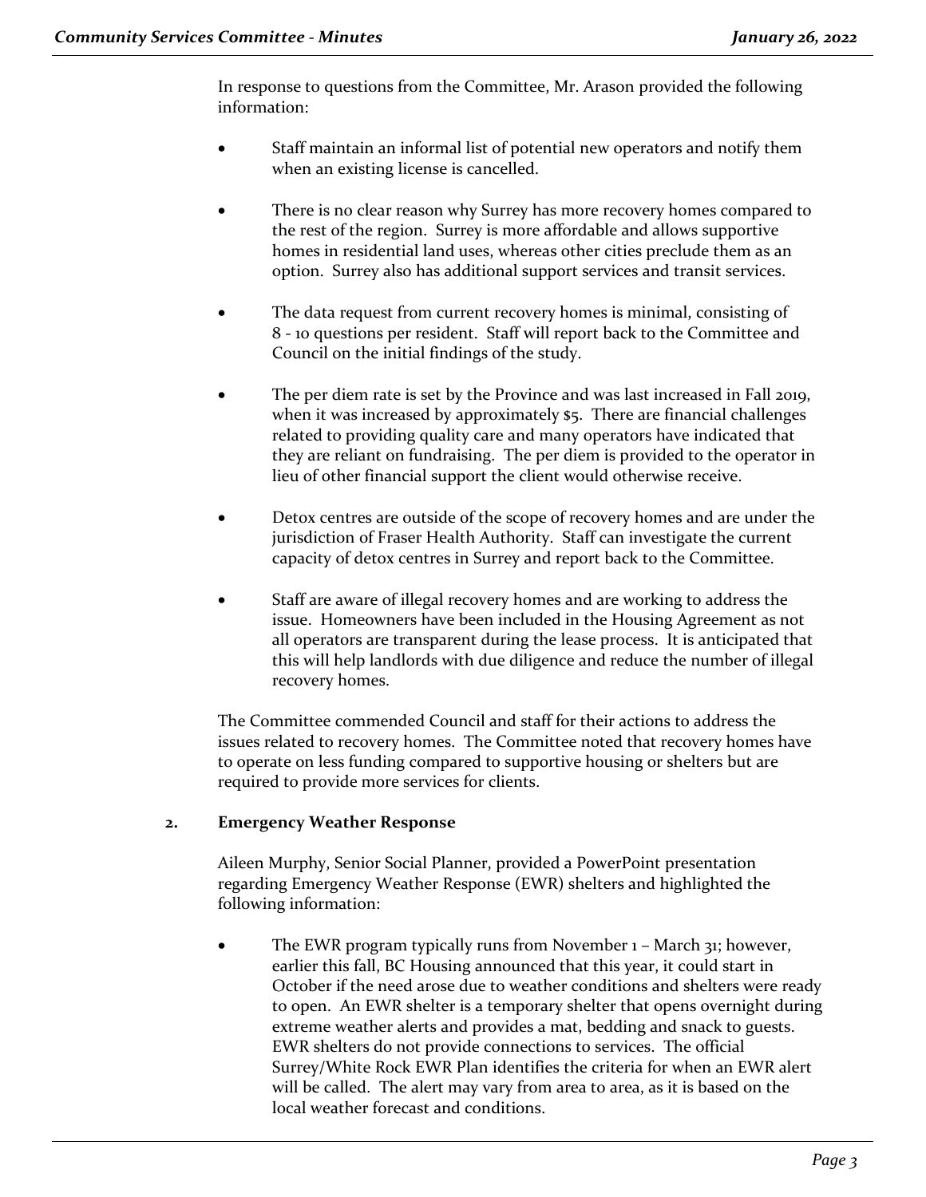In response to questions from the Committee, Mr. Arason provided the following information:

- Staff maintain an informal list of potential new operators and notify them when an existing license is cancelled.
- There is no clear reason why Surrey has more recovery homes compared to the rest of the region. Surrey is more affordable and allows supportive homes in residential land uses, whereas other cities preclude them as an option. Surrey also has additional support services and transit services.
- The data request from current recovery homes is minimal, consisting of 8 - 10 questions per resident. Staff will report back to the Committee and Council on the initial findings of the study.
- The per diem rate is set by the Province and was last increased in Fall 2019, when it was increased by approximately $5. There are financial challenges related to providing quality care and many operators have indicated that they are reliant on fundraising. The per diem is provided to the operator in lieu of other financial support the client would otherwise receive.
- Detox centres are outside of the scope of recovery homes and are under the jurisdiction of Fraser Health Authority. Staff can investigate the current capacity of detox centres in Surrey and report back to the Committee.
- Staff are aware of illegal recovery homes and are working to address the issue. Homeowners have been included in the Housing Agreement as not all operators are transparent during the lease process. It is anticipated that this will help landlords with due diligence and reduce the number of illegal recovery homes.

The Committee commended Council and staff for their actions to address the issues related to recovery homes. The Committee noted that recovery homes have to operate on less funding compared to supportive housing or shelters but are required to provide more services for clients.

**2. Emergency Weather Response**

Aileen Murphy, Senior Social Planner, provided a PowerPoint presentation regarding Emergency Weather Response (EWR) shelters and highlighted the following information:

- The EWR program typically runs from November 1 – March 31; however, earlier this fall, BC Housing announced that this year, it could start in October if the need arose due to weather conditions and shelters were ready to open. An EWR shelter is a temporary shelter that opens overnight during extreme weather alerts and provides a mat, bedding and snack to guests. EWR shelters do not provide connections to services. The official Surrey/White Rock EWR Plan identifies the criteria for when an EWR alert will be called. The alert may vary from area to area, as it is based on the local weather forecast and conditions.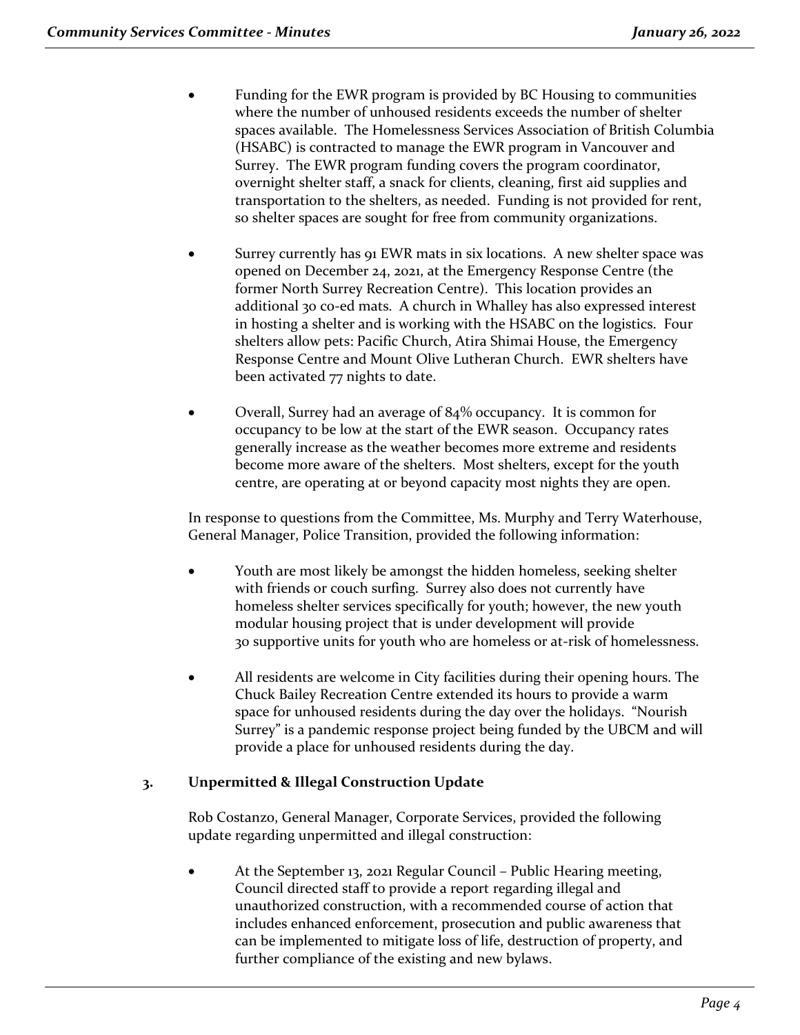- Funding for the EWR program is provided by BC Housing to communities where the number of unhoused residents exceeds the number of shelter spaces available. The Homelessness Services Association of British Columbia (HSABC) is contracted to manage the EWR program in Vancouver and Surrey. The EWR program funding covers the program coordinator, overnight shelter staff, a snack for clients, cleaning, first aid supplies and transportation to the shelters, as needed. Funding is not provided for rent, so shelter spaces are sought for free from community organizations.

- Surrey currently has 91 EWR mats in six locations. A new shelter space was opened on December 24, 2021, at the Emergency Response Centre (the former North Surrey Recreation Centre). This location provides an additional 30 co-ed mats. A church in Whalley has also expressed interest in hosting a shelter and is working with the HSABC on the logistics. Four shelters allow pets: Pacific Church, Atira Shimai House, the Emergency Response Centre and Mount Olive Lutheran Church. EWR shelters have been activated 77 nights to date.

- Overall, Surrey had an average of 84% occupancy. It is common for occupancy to be low at the start of the EWR season. Occupancy rates generally increase as the weather becomes more extreme and residents become more aware of the shelters. Most shelters, except for the youth centre, are operating at or beyond capacity most nights they are open.

In response to questions from the Committee, Ms. Murphy and Terry Waterhouse, General Manager, Police Transition, provided the following information:

- Youth are most likely be amongst the hidden homeless, seeking shelter with friends or couch surfing. Surrey also does not currently have homeless shelter services specifically for youth; however, the new youth modular housing project that is under development will provide 30 supportive units for youth who are homeless or at-risk of homelessness.

- All residents are welcome in City facilities during their opening hours. The Chuck Bailey Recreation Centre extended its hours to provide a warm space for unhoused residents during the day over the holidays. "Nourish Surrey" is a pandemic response project being funded by the UBCM and will provide a place for unhoused residents during the day.

### 3. Unpermitted & Illegal Construction Update

Rob Costanzo, General Manager, Corporate Services, provided the following update regarding unpermitted and illegal construction:

- At the September 13, 2021 Regular Council – Public Hearing meeting, Council directed staff to provide a report regarding illegal and unauthorized construction, with a recommended course of action that includes enhanced enforcement, prosecution and public awareness that can be implemented to mitigate loss of life, destruction of property, and further compliance of the existing and new bylaws.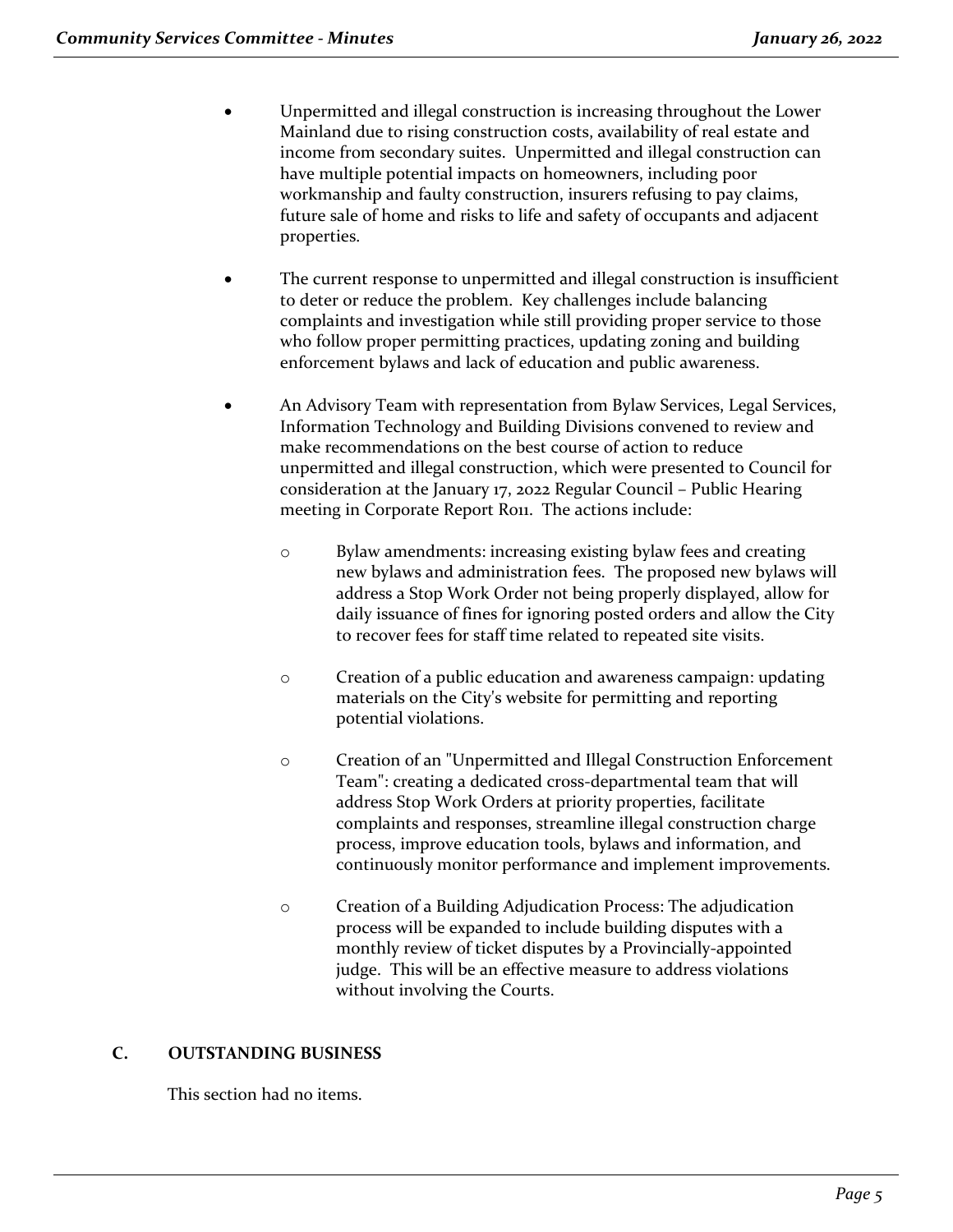- Unpermitted and illegal construction is increasing throughout the Lower Mainland due to rising construction costs, availability of real estate and income from secondary suites. Unpermitted and illegal construction can have multiple potential impacts on homeowners, including poor workmanship and faulty construction, insurers refusing to pay claims, future sale of home and risks to life and safety of occupants and adjacent properties.

- The current response to unpermitted and illegal construction is insufficient to deter or reduce the problem. Key challenges include balancing complaints and investigation while still providing proper service to those who follow proper permitting practices, updating zoning and building enforcement bylaws and lack of education and public awareness.

- An Advisory Team with representation from Bylaw Services, Legal Services, Information Technology and Building Divisions convened to review and make recommendations on the best course of action to reduce unpermitted and illegal construction, which were presented to Council for consideration at the January 17, 2022 Regular Council – Public Hearing meeting in Corporate Report R011. The actions include:

    - Bylaw amendments: increasing existing bylaw fees and creating new bylaws and administration fees. The proposed new bylaws will address a Stop Work Order not being properly displayed, allow for daily issuance of fines for ignoring posted orders and allow the City to recover fees for staff time related to repeated site visits.

    - Creation of a public education and awareness campaign: updating materials on the City's website for permitting and reporting potential violations.

    - Creation of an "Unpermitted and Illegal Construction Enforcement Team": creating a dedicated cross-departmental team that will address Stop Work Orders at priority properties, facilitate complaints and responses, streamline illegal construction charge process, improve education tools, bylaws and information, and continuously monitor performance and implement improvements.

    - Creation of a Building Adjudication Process: The adjudication process will be expanded to include building disputes with a monthly review of ticket disputes by a Provincially-appointed judge. This will be an effective measure to address violations without involving the Courts.

## C. OUTSTANDING BUSINESS

This section had no items.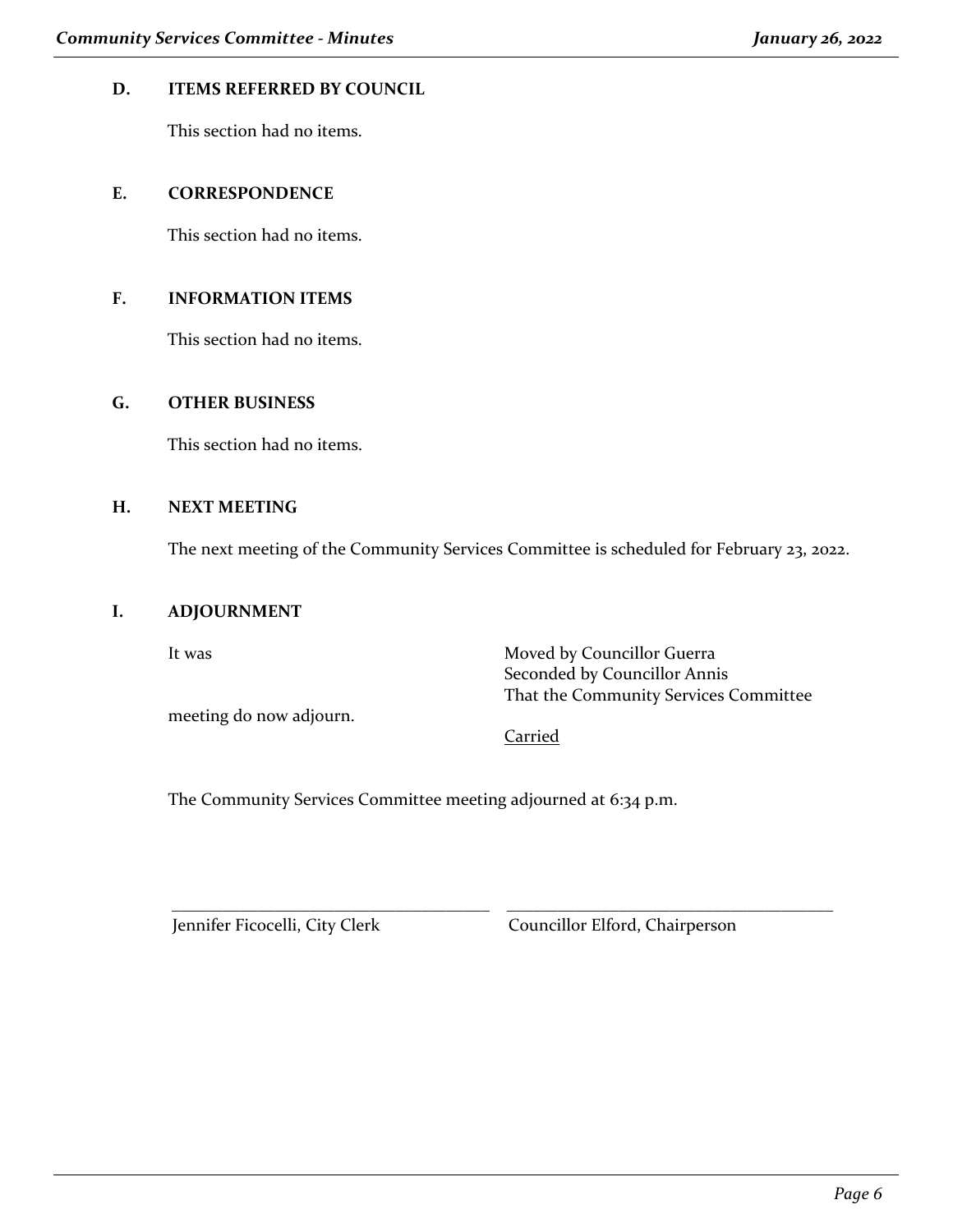## D. ITEMS REFERRED BY COUNCIL

This section had no items.

## E. CORRESPONDENCE

This section had no items.

## F. INFORMATION ITEMS

This section had no items.

## G. OTHER BUSINESS

This section had no items.

## H. NEXT MEETING

The next meeting of the Community Services Committee is scheduled for February 23, 2022.

## I. ADJOURNMENT

It was

Moved by Councillor Guerra
Seconded by Councillor Annis

That the Community Services Committee meeting do now adjourn.

Carried

The Community Services Committee meeting adjourned at 6:34 p.m.

\_\_\_\_\_\_\_\_\_\_\_\_\_\_\_\_\_\_\_\_\_\_\_\_\_\_\_\_\_\_\_\_\_\_\_\_\_\_
Jennifer Ficocelli, City Clerk

\_\_\_\_\_\_\_\_\_\_\_\_\_\_\_\_\_\_\_\_\_\_\_\_\_\_\_\_\_\_\_\_\_\_\_\_\_\_
Councillor Elford, Chairperson